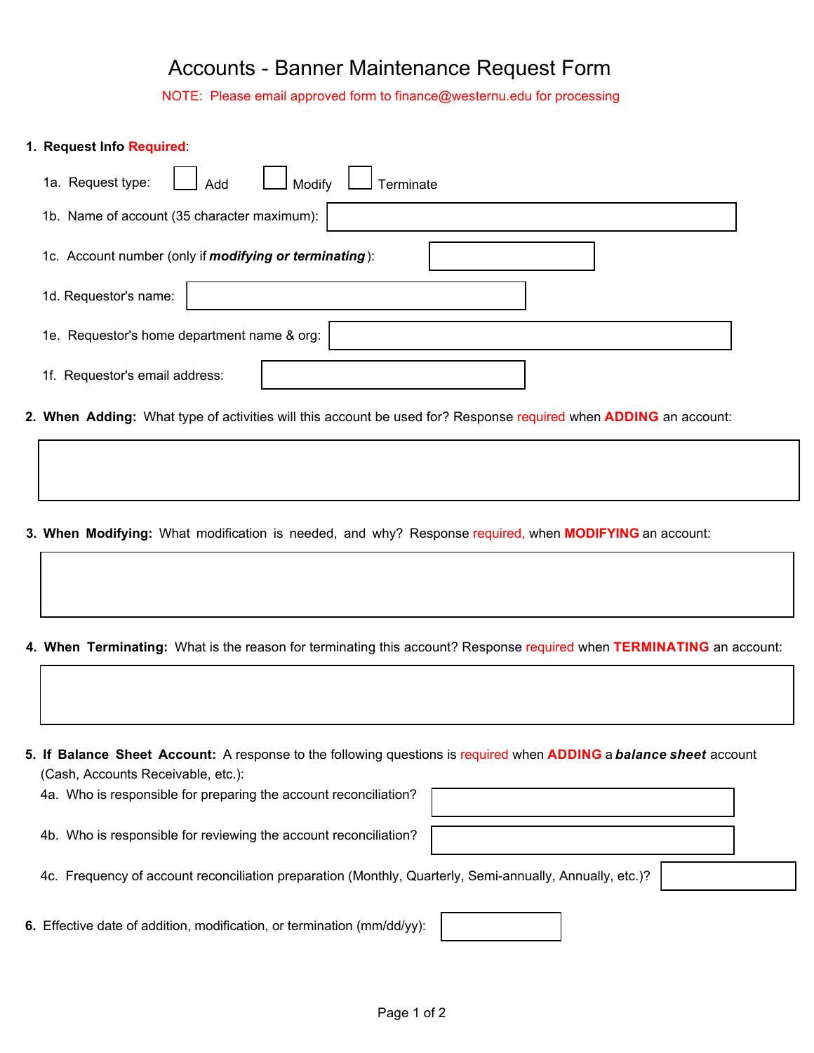# Accounts - Banner Maintenance Request Form

NOTE: Please email approved form to finance@westernu.edu for processing

**1. Request Info Required:**

1a. Request type: ☐ Add ☐ Modify ☐ Terminate

1b. Name of account (35 character maximum):

1c. Account number (only if ***modifying or terminating***):

1d. Requestor's name:

1e. Requestor's home department name & org:

1f. Requestor's email address:

**2. When Adding:** What type of activities will this account be used for? Response required when **ADDING** an account:

**3. When Modifying:** What modification is needed, and why? Response required, when **MODIFYING** an account:

**4. When Terminating:** What is the reason for terminating this account? Response required when **TERMINATING** an account:

**5. If Balance Sheet Account:** A response to the following questions is required when **ADDING** a ***balance sheet*** account (Cash, Accounts Receivable, etc.):

4a. Who is responsible for preparing the account reconciliation?

4b. Who is responsible for reviewing the account reconciliation?

4c. Frequency of account reconciliation preparation (Monthly, Quarterly, Semi-annually, Annually, etc.)?

**6.** Effective date of addition, modification, or termination (mm/dd/yy):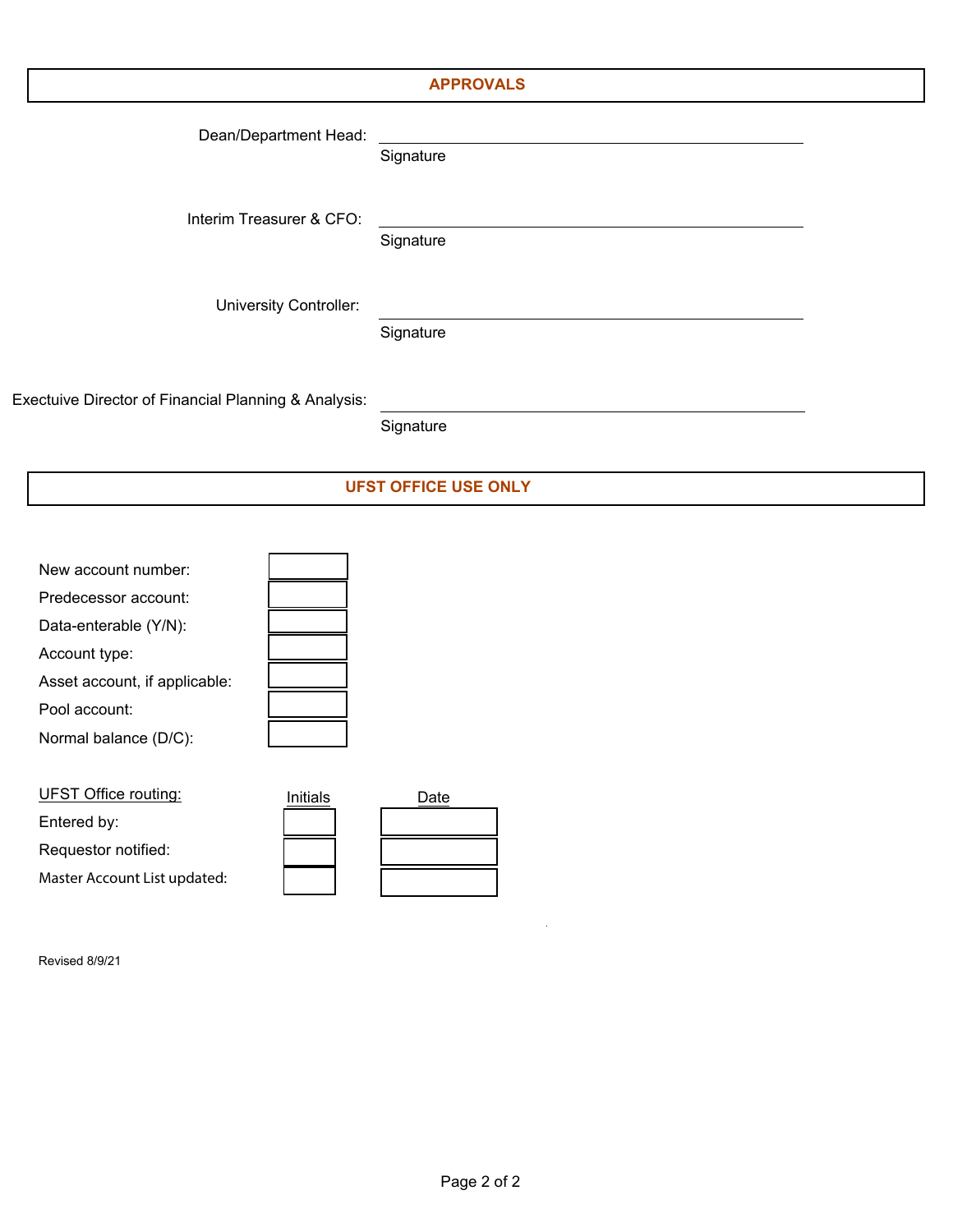## APPROVALS

Dean/Department Head: ______________________________
Signature

Interim Treasurer & CFO: ______________________________
Signature

University Controller: ______________________________
Signature

Exectuive Director of Financial Planning & Analysis: ______________________________
Signature

## UFST OFFICE USE ONLY

| | |
|---|---|
| New account number: | |
| Predecessor account: | |
| Data-enterable (Y/N): | |
| Account type: | |
| Asset account, if applicable: | |
| Pool account: | |
| Normal balance (D/C): | |

| UFST Office routing: | Initials | Date |
|---|---|---|
| Entered by: | | |
| Requestor notified: | | |
| Master Account List updated: | | |

Revised 8/9/21